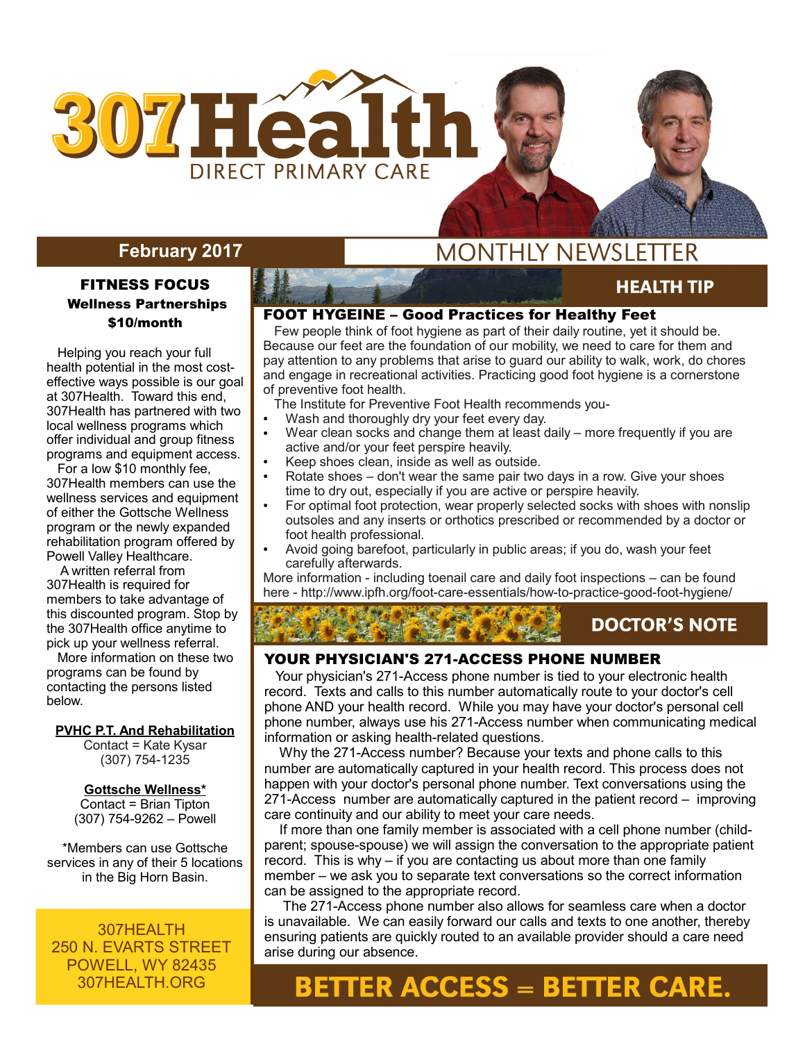# 307Health

DIRECT PRIMARY CARE

February 2017

MONTHLY NEWSLETTER

## FITNESS FOCUS

### Wellness Partnerships

### $10/month

Helping you reach your full health potential in the most cost-effective ways possible is our goal at 307Health. Toward this end, 307Health has partnered with two local wellness programs which offer individual and group fitness programs and equipment access.

For a low $10 monthly fee, 307Health members can use the wellness services and equipment of either the Gottsche Wellness program or the newly expanded rehabilitation program offered by Powell Valley Healthcare.

A written referral from 307Health is required for members to take advantage of this discounted program. Stop by the 307Health office anytime to pick up your wellness referral.

More information on these two programs can be found by contacting the persons listed below.

**PVHC P.T. And Rehabilitation**
Contact = Kate Kysar
(307) 754-1235

**Gottsche Wellness***
Contact = Brian Tipton
(307) 754-9262 – Powell

*Members can use Gottsche services in any of their 5 locations in the Big Horn Basin.

307HEALTH
250 N. EVARTS STREET
POWELL, WY 82435
307HEALTH.ORG

## HEALTH TIP

### FOOT HYGEINE – Good Practices for Healthy Feet

Few people think of foot hygiene as part of their daily routine, yet it should be. Because our feet are the foundation of our mobility, we need to care for them and pay attention to any problems that arise to guard our ability to walk, work, do chores and engage in recreational activities. Practicing good foot hygiene is a cornerstone of preventive foot health.

The Institute for Preventive Foot Health recommends you-

- Wash and thoroughly dry your feet every day.
- Wear clean socks and change them at least daily – more frequently if you are active and/or your feet perspire heavily.
- Keep shoes clean, inside as well as outside.
- Rotate shoes – don't wear the same pair two days in a row. Give your shoes time to dry out, especially if you are active or perspire heavily.
- For optimal foot protection, wear properly selected socks with shoes with nonslip outsoles and any inserts or orthotics prescribed or recommended by a doctor or foot health professional.
- Avoid going barefoot, particularly in public areas; if you do, wash your feet carefully afterwards.

More information - including toenail care and daily foot inspections – can be found here - http://www.ipfh.org/foot-care-essentials/how-to-practice-good-foot-hygiene/

## DOCTOR'S NOTE

### YOUR PHYSICIAN'S 271-ACCESS PHONE NUMBER

Your physician's 271-Access phone number is tied to your electronic health record. Texts and calls to this number automatically route to your doctor's cell phone AND your health record. While you may have your doctor's personal cell phone number, always use his 271-Access number when communicating medical information or asking health-related questions.

Why the 271-Access number? Because your texts and phone calls to this number are automatically captured in your health record. This process does not happen with your doctor's personal phone number. Text conversations using the 271-Access number are automatically captured in the patient record – improving care continuity and our ability to meet your care needs.

If more than one family member is associated with a cell phone number (child-parent; spouse-spouse) we will assign the conversation to the appropriate patient record. This is why – if you are contacting us about more than one family member – we ask you to separate text conversations so the correct information can be assigned to the appropriate record.

The 271-Access phone number also allows for seamless care when a doctor is unavailable. We can easily forward our calls and texts to one another, thereby ensuring patients are quickly routed to an available provider should a care need arise during our absence.

**BETTER ACCESS = BETTER CARE.**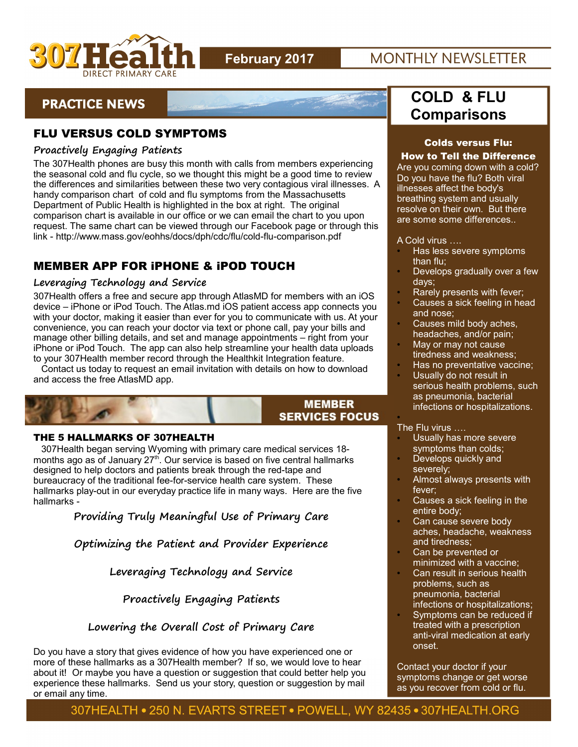# 307Health

DIRECT PRIMARY CARE

**February 2017** MONTHLY NEWSLETTER

## PRACTICE NEWS

### FLU VERSUS COLD SYMPTOMS

*Proactively Engaging Patients*

The 307Health phones are busy this month with calls from members experiencing the seasonal cold and flu cycle, so we thought this might be a good time to review the differences and similarities between these two very contagious viral illnesses. A handy comparison chart of cold and flu symptoms from the Massachusetts Department of Public Health is highlighted in the box at right. The original comparison chart is available in our office or we can email the chart to you upon request. The same chart can be viewed through our Facebook page or through this link - http://www.mass.gov/eohhs/docs/dph/cdc/flu/cold-flu-comparison.pdf

### MEMBER APP FOR iPHONE & iPOD TOUCH

*Leveraging Technology and Service*

307Health offers a free and secure app through AtlasMD for members with an iOS device – iPhone or iPod Touch. The Atlas.md iOS patient access app connects you with your doctor, making it easier than ever for you to communicate with us. At your convenience, you can reach your doctor via text or phone call, pay your bills and manage other billing details, and set and manage appointments – right from your iPhone or iPod Touch. The app can also help streamline your health data uploads to your 307Health member record through the Healthkit Integration feature.

Contact us today to request an email invitation with details on how to download and access the free AtlasMD app.

## MEMBER SERVICES FOCUS

### THE 5 HALLMARKS OF 307HEALTH

307Health began serving Wyoming with primary care medical services 18-months ago as of January 27th. Our service is based on five central hallmarks designed to help doctors and patients break through the red-tape and bureaucracy of the traditional fee-for-service health care system. These hallmarks play-out in our everyday practice life in many ways. Here are the five hallmarks -

*Providing Truly Meaningful Use of Primary Care*

*Optimizing the Patient and Provider Experience*

*Leveraging Technology and Service*

*Proactively Engaging Patients*

*Lowering the Overall Cost of Primary Care*

Do you have a story that gives evidence of how you have experienced one or more of these hallmarks as a 307Health member? If so, we would love to hear about it! Or maybe you have a question or suggestion that could better help you experience these hallmarks. Send us your story, question or suggestion by mail or email any time.

## COLD & FLU Comparisons

**Colds versus Flu: How to Tell the Difference**

Are you coming down with a cold? Do you have the flu? Both viral illnesses affect the body's breathing system and usually resolve on their own. But there are some some differences..

A Cold virus ….

- Has less severe symptoms than flu;
- Develops gradually over a few days;
- Rarely presents with fever;
- Causes a sick feeling in head and nose;
- Causes mild body aches, headaches, and/or pain;
- May or may not cause tiredness and weakness;
- Has no preventative vaccine;
- Usually do not result in serious health problems, such as pneumonia, bacterial infections or hospitalizations.

The Flu virus ….

- Usually has more severe symptoms than colds;
- Develops quickly and severely;
- Almost always presents with fever;
- Causes a sick feeling in the entire body;
- Can cause severe body aches, headache, weakness and tiredness;
- Can be prevented or minimized with a vaccine;
- Can result in serious health problems, such as pneumonia, bacterial infections or hospitalizations;
- Symptoms can be reduced if treated with a prescription anti-viral medication at early onset.

Contact your doctor if your symptoms change or get worse as you recover from cold or flu.

307HEALTH • 250 N. EVARTS STREET • POWELL, WY 82435 • 307HEALTH.ORG